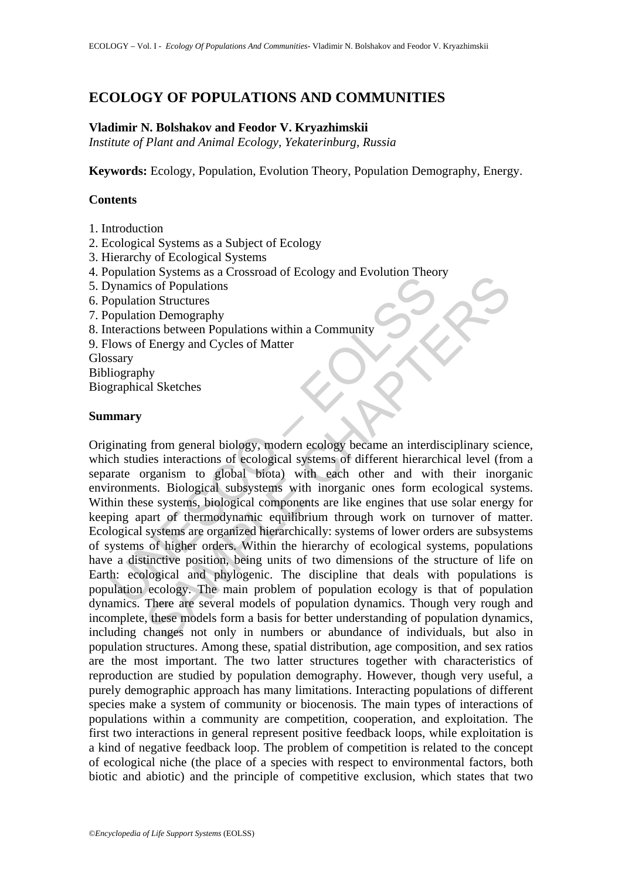# ECOLOGY OF POPULATIONS AND COMMUNITIES

**Vladimir N. Bolshakov and Feodor V. Kryazhimskii**

*Institute of Plant and Animal Ecology, Yekaterinburg, Russia*

**Keywords:** Ecology, Population, Evolution Theory, Population Demography, Energy.

## Contents

1. Introduction
2. Ecological Systems as a Subject of Ecology
3. Hierarchy of Ecological Systems
4. Population Systems as a Crossroad of Ecology and Evolution Theory
5. Dynamics of Populations
6. Population Structures
7. Population Demography
8. Interactions between Populations within a Community
9. Flows of Energy and Cycles of Matter

Glossary
Bibliography
Biographical Sketches

## Summary

Originating from general biology, modern ecology became an interdisciplinary science, which studies interactions of ecological systems of different hierarchical level (from a separate organism to global biota) with each other and with their inorganic environments. Biological subsystems with inorganic ones form ecological systems. Within these systems, biological components are like engines that use solar energy for keeping apart of thermodynamic equilibrium through work on turnover of matter. Ecological systems are organized hierarchically: systems of lower orders are subsystems of systems of higher orders. Within the hierarchy of ecological systems, populations have a distinctive position, being units of two dimensions of the structure of life on Earth: ecological and phylogenic. The discipline that deals with populations is population ecology. The main problem of population ecology is that of population dynamics. There are several models of population dynamics. Though very rough and incomplete, these models form a basis for better understanding of population dynamics, including changes not only in numbers or abundance of individuals, but also in population structures. Among these, spatial distribution, age composition, and sex ratios are the most important. The two latter structures together with characteristics of reproduction are studied by population demography. However, though very useful, a purely demographic approach has many limitations. Interacting populations of different species make a system of community or biocenosis. The main types of interactions of populations within a community are competition, cooperation, and exploitation. The first two interactions in general represent positive feedback loops, while exploitation is a kind of negative feedback loop. The problem of competition is related to the concept of ecological niche (the place of a species with respect to environmental factors, both biotic and abiotic) and the principle of competitive exclusion, which states that two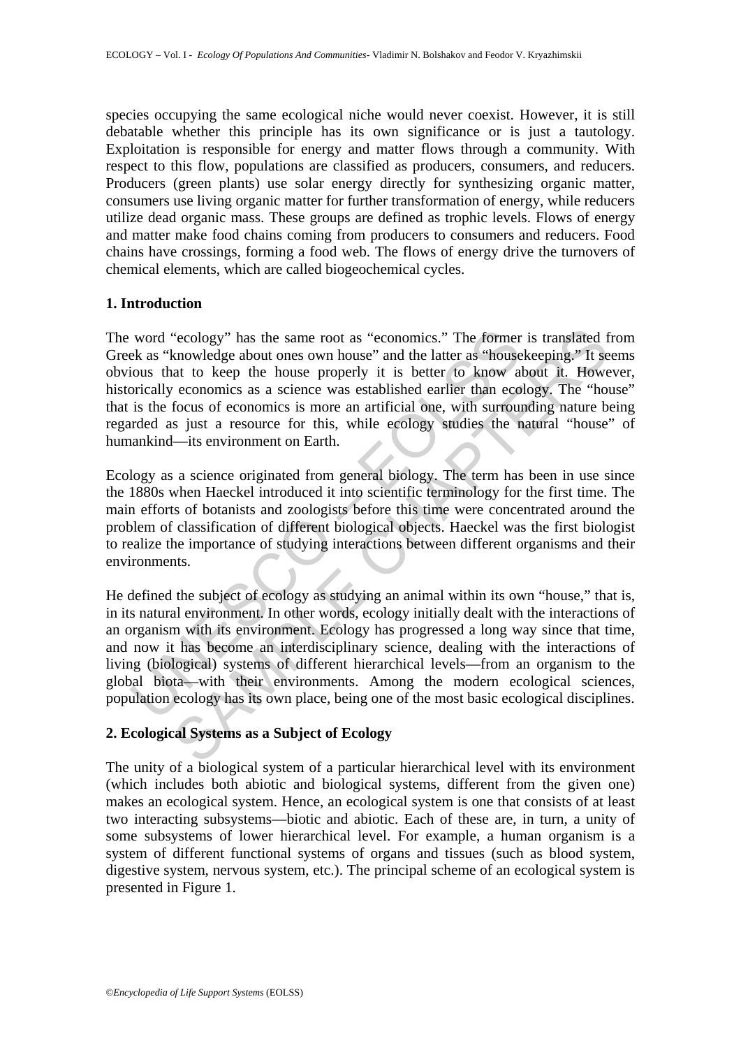species occupying the same ecological niche would never coexist. However, it is still debatable whether this principle has its own significance or is just a tautology. Exploitation is responsible for energy and matter flows through a community. With respect to this flow, populations are classified as producers, consumers, and reducers. Producers (green plants) use solar energy directly for synthesizing organic matter, consumers use living organic matter for further transformation of energy, while reducers utilize dead organic mass. These groups are defined as trophic levels. Flows of energy and matter make food chains coming from producers to consumers and reducers. Food chains have crossings, forming a food web. The flows of energy drive the turnovers of chemical elements, which are called biogeochemical cycles.

## 1. Introduction

The word "ecology" has the same root as "economics." The former is translated from Greek as "knowledge about ones own house" and the latter as "housekeeping." It seems obvious that to keep the house properly it is better to know about it. However, historically economics as a science was established earlier than ecology. The "house" that is the focus of economics is more an artificial one, with surrounding nature being regarded as just a resource for this, while ecology studies the natural "house" of humankind—its environment on Earth.

Ecology as a science originated from general biology. The term has been in use since the 1880s when Haeckel introduced it into scientific terminology for the first time. The main efforts of botanists and zoologists before this time were concentrated around the problem of classification of different biological objects. Haeckel was the first biologist to realize the importance of studying interactions between different organisms and their environments.

He defined the subject of ecology as studying an animal within its own "house," that is, in its natural environment. In other words, ecology initially dealt with the interactions of an organism with its environment. Ecology has progressed a long way since that time, and now it has become an interdisciplinary science, dealing with the interactions of living (biological) systems of different hierarchical levels—from an organism to the global biota—with their environments. Among the modern ecological sciences, population ecology has its own place, being one of the most basic ecological disciplines.

## 2. Ecological Systems as a Subject of Ecology

The unity of a biological system of a particular hierarchical level with its environment (which includes both abiotic and biological systems, different from the given one) makes an ecological system. Hence, an ecological system is one that consists of at least two interacting subsystems—biotic and abiotic. Each of these are, in turn, a unity of some subsystems of lower hierarchical level. For example, a human organism is a system of different functional systems of organs and tissues (such as blood system, digestive system, nervous system, etc.). The principal scheme of an ecological system is presented in Figure 1.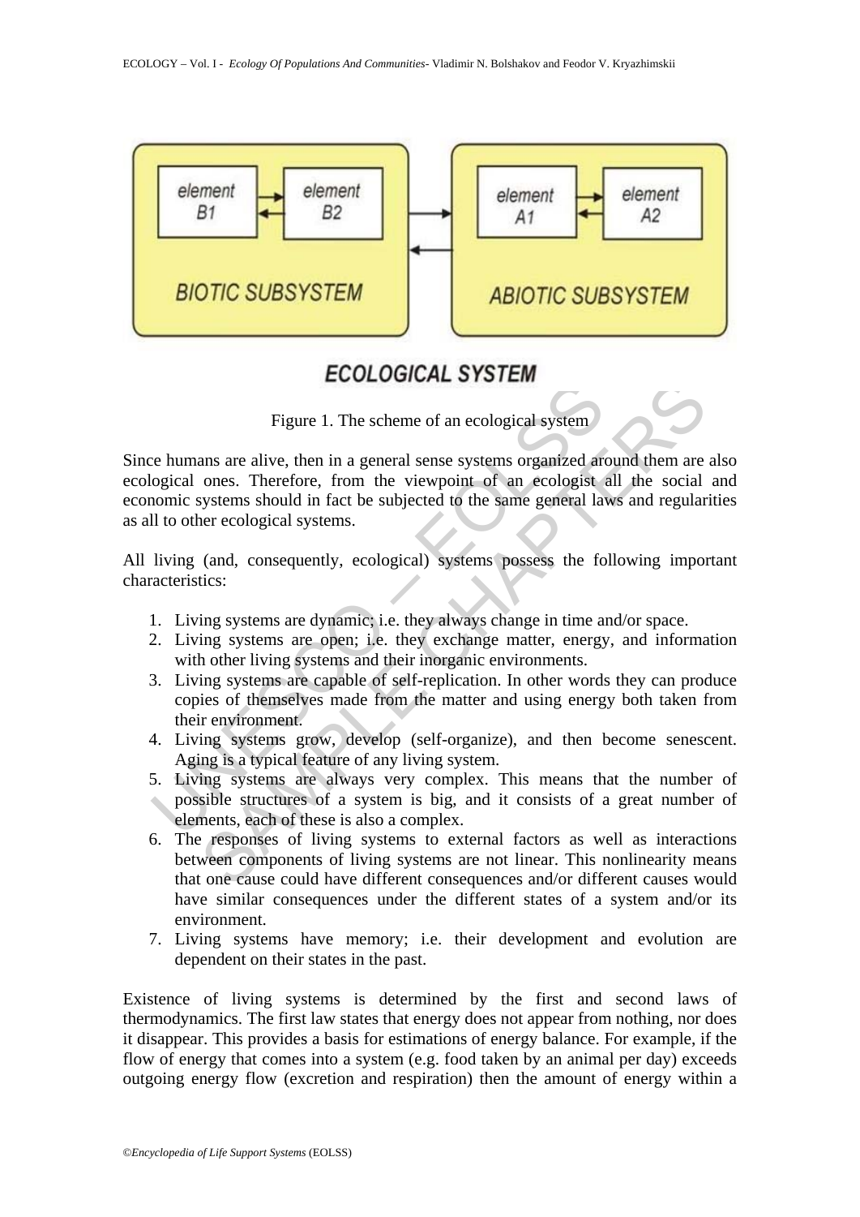element B1

element B2

element A1

element A2

BIOTIC SUBSYSTEM

ABIOTIC SUBSYSTEM

ECOLOGICAL SYSTEM

Figure 1. The scheme of an ecological system

Since humans are alive, then in a general sense systems organized around them are also ecological ones. Therefore, from the viewpoint of an ecologist all the social and economic systems should in fact be subjected to the same general laws and regularities as all to other ecological systems.

All living (and, consequently, ecological) systems possess the following important characteristics:

1. Living systems are dynamic; i.e. they always change in time and/or space.
2. Living systems are open; i.e. they exchange matter, energy, and information with other living systems and their inorganic environments.
3. Living systems are capable of self-replication. In other words they can produce copies of themselves made from the matter and using energy both taken from their environment.
4. Living systems grow, develop (self-organize), and then become senescent. Aging is a typical feature of any living system.
5. Living systems are always very complex. This means that the number of possible structures of a system is big, and it consists of a great number of elements, each of these is also a complex.
6. The responses of living systems to external factors as well as interactions between components of living systems are not linear. This nonlinearity means that one cause could have different consequences and/or different causes would have similar consequences under the different states of a system and/or its environment.
7. Living systems have memory; i.e. their development and evolution are dependent on their states in the past.

Existence of living systems is determined by the first and second laws of thermodynamics. The first law states that energy does not appear from nothing, nor does it disappear. This provides a basis for estimations of energy balance. For example, if the flow of energy that comes into a system (e.g. food taken by an animal per day) exceeds outgoing energy flow (excretion and respiration) then the amount of energy within a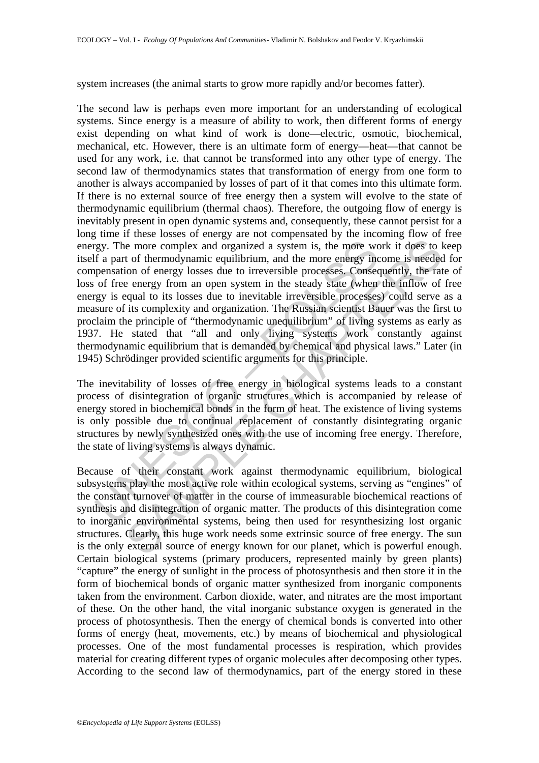system increases (the animal starts to grow more rapidly and/or becomes fatter).

The second law is perhaps even more important for an understanding of ecological systems. Since energy is a measure of ability to work, then different forms of energy exist depending on what kind of work is done—electric, osmotic, biochemical, mechanical, etc. However, there is an ultimate form of energy—heat—that cannot be used for any work, i.e. that cannot be transformed into any other type of energy. The second law of thermodynamics states that transformation of energy from one form to another is always accompanied by losses of part of it that comes into this ultimate form. If there is no external source of free energy then a system will evolve to the state of thermodynamic equilibrium (thermal chaos). Therefore, the outgoing flow of energy is inevitably present in open dynamic systems and, consequently, these cannot persist for a long time if these losses of energy are not compensated by the incoming flow of free energy. The more complex and organized a system is, the more work it does to keep itself a part of thermodynamic equilibrium, and the more energy income is needed for compensation of energy losses due to irreversible processes. Consequently, the rate of loss of free energy from an open system in the steady state (when the inflow of free energy is equal to its losses due to inevitable irreversible processes) could serve as a measure of its complexity and organization. The Russian scientist Bauer was the first to proclaim the principle of "thermodynamic unequilibrium" of living systems as early as 1937. He stated that "all and only living systems work constantly against thermodynamic equilibrium that is demanded by chemical and physical laws." Later (in 1945) Schrödinger provided scientific arguments for this principle.

The inevitability of losses of free energy in biological systems leads to a constant process of disintegration of organic structures which is accompanied by release of energy stored in biochemical bonds in the form of heat. The existence of living systems is only possible due to continual replacement of constantly disintegrating organic structures by newly synthesized ones with the use of incoming free energy. Therefore, the state of living systems is always dynamic.

Because of their constant work against thermodynamic equilibrium, biological subsystems play the most active role within ecological systems, serving as "engines" of the constant turnover of matter in the course of immeasurable biochemical reactions of synthesis and disintegration of organic matter. The products of this disintegration come to inorganic environmental systems, being then used for resynthesizing lost organic structures. Clearly, this huge work needs some extrinsic source of free energy. The sun is the only external source of energy known for our planet, which is powerful enough. Certain biological systems (primary producers, represented mainly by green plants) "capture" the energy of sunlight in the process of photosynthesis and then store it in the form of biochemical bonds of organic matter synthesized from inorganic components taken from the environment. Carbon dioxide, water, and nitrates are the most important of these. On the other hand, the vital inorganic substance oxygen is generated in the process of photosynthesis. Then the energy of chemical bonds is converted into other forms of energy (heat, movements, etc.) by means of biochemical and physiological processes. One of the most fundamental processes is respiration, which provides material for creating different types of organic molecules after decomposing other types. According to the second law of thermodynamics, part of the energy stored in these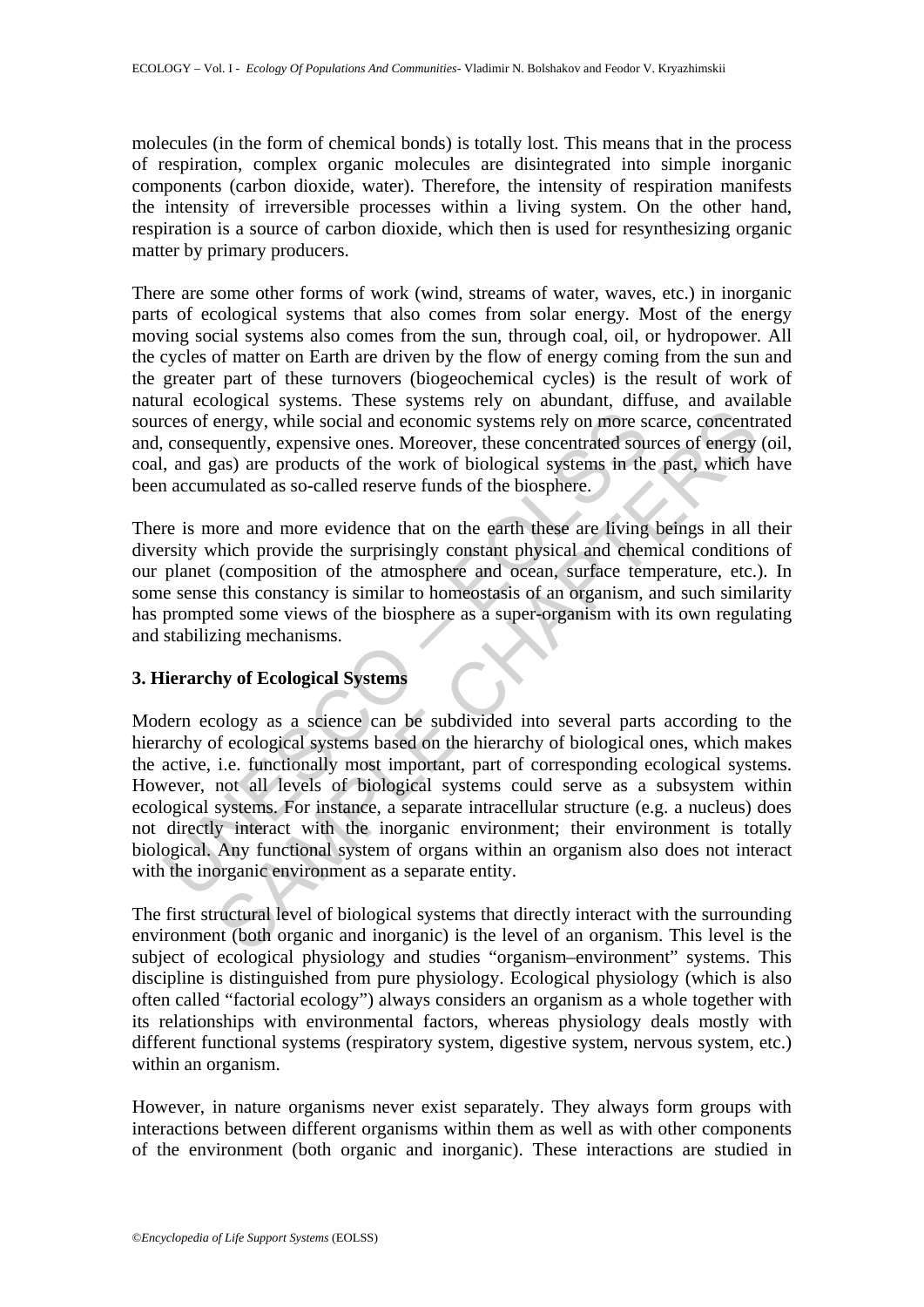molecules (in the form of chemical bonds) is totally lost. This means that in the process of respiration, complex organic molecules are disintegrated into simple inorganic components (carbon dioxide, water). Therefore, the intensity of respiration manifests the intensity of irreversible processes within a living system. On the other hand, respiration is a source of carbon dioxide, which then is used for resynthesizing organic matter by primary producers.

There are some other forms of work (wind, streams of water, waves, etc.) in inorganic parts of ecological systems that also comes from solar energy. Most of the energy moving social systems also comes from the sun, through coal, oil, or hydropower. All the cycles of matter on Earth are driven by the flow of energy coming from the sun and the greater part of these turnovers (biogeochemical cycles) is the result of work of natural ecological systems. These systems rely on abundant, diffuse, and available sources of energy, while social and economic systems rely on more scarce, concentrated and, consequently, expensive ones. Moreover, these concentrated sources of energy (oil, coal, and gas) are products of the work of biological systems in the past, which have been accumulated as so-called reserve funds of the biosphere.

There is more and more evidence that on the earth these are living beings in all their diversity which provide the surprisingly constant physical and chemical conditions of our planet (composition of the atmosphere and ocean, surface temperature, etc.). In some sense this constancy is similar to homeostasis of an organism, and such similarity has prompted some views of the biosphere as a super-organism with its own regulating and stabilizing mechanisms.

## 3. Hierarchy of Ecological Systems

Modern ecology as a science can be subdivided into several parts according to the hierarchy of ecological systems based on the hierarchy of biological ones, which makes the active, i.e. functionally most important, part of corresponding ecological systems. However, not all levels of biological systems could serve as a subsystem within ecological systems. For instance, a separate intracellular structure (e.g. a nucleus) does not directly interact with the inorganic environment; their environment is totally biological. Any functional system of organs within an organism also does not interact with the inorganic environment as a separate entity.

The first structural level of biological systems that directly interact with the surrounding environment (both organic and inorganic) is the level of an organism. This level is the subject of ecological physiology and studies "organism–environment" systems. This discipline is distinguished from pure physiology. Ecological physiology (which is also often called "factorial ecology") always considers an organism as a whole together with its relationships with environmental factors, whereas physiology deals mostly with different functional systems (respiratory system, digestive system, nervous system, etc.) within an organism.

However, in nature organisms never exist separately. They always form groups with interactions between different organisms within them as well as with other components of the environment (both organic and inorganic). These interactions are studied in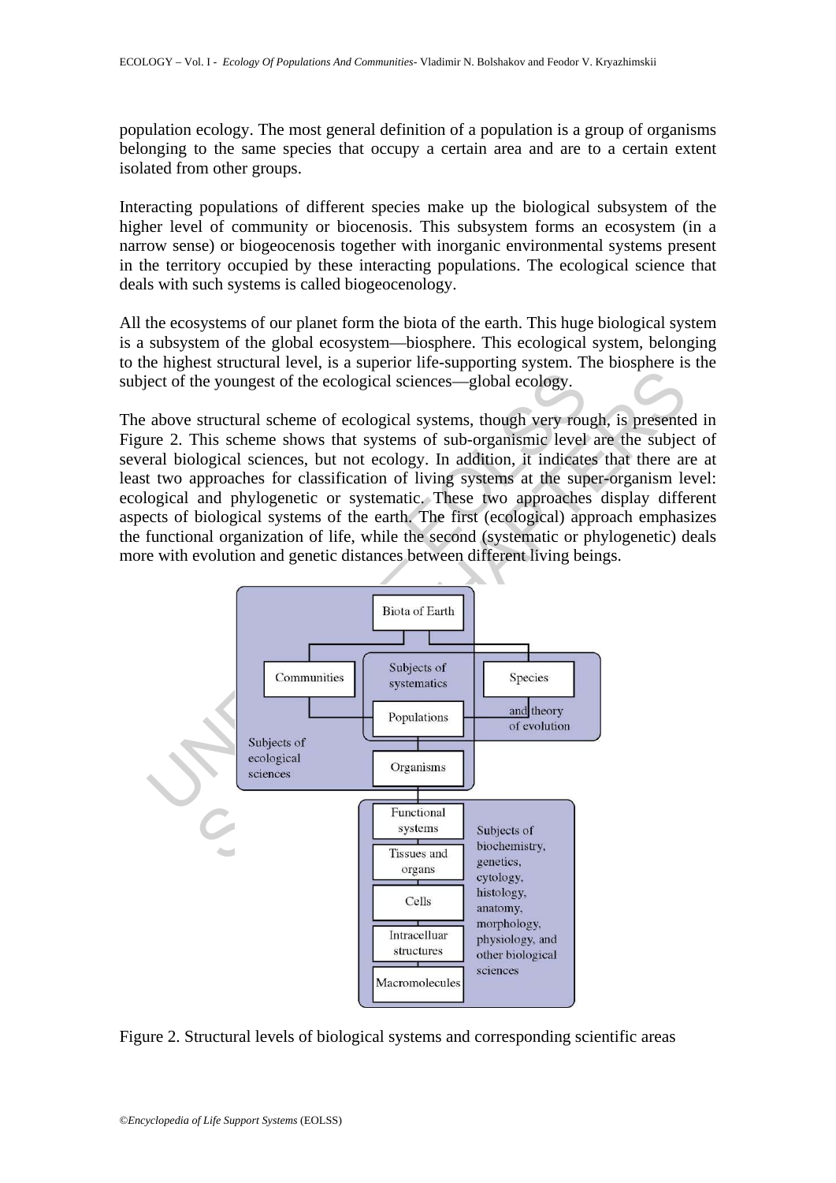population ecology. The most general definition of a population is a group of organisms belonging to the same species that occupy a certain area and are to a certain extent isolated from other groups.

Interacting populations of different species make up the biological subsystem of the higher level of community or biocenosis. This subsystem forms an ecosystem (in a narrow sense) or biogeocenosis together with inorganic environmental systems present in the territory occupied by these interacting populations. The ecological science that deals with such systems is called biogeocenology.

All the ecosystems of our planet form the biota of the earth. This huge biological system is a subsystem of the global ecosystem—biosphere. This ecological system, belonging to the highest structural level, is a superior life-supporting system. The biosphere is the subject of the youngest of the ecological sciences—global ecology.

The above structural scheme of ecological systems, though very rough, is presented in Figure 2. This scheme shows that systems of sub-organismic level are the subject of several biological sciences, but not ecology. In addition, it indicates that there are at least two approaches for classification of living systems at the super-organism level: ecological and phylogenetic or systematic. These two approaches display different aspects of biological systems of the earth. The first (ecological) approach emphasizes the functional organization of life, while the second (systematic or phylogenetic) deals more with evolution and genetic distances between different living beings.

Biota of Earth

Communities

Subjects of systematics

Species

Populations

and theory of evolution

Subjects of ecological sciences

Organisms

Functional systems

Tissues and organs

Cells

Intracelluar structures

Macromolecules

Subjects of biochemistry, genetics, cytology, histology, anatomy, morphology, physiology, and other biological sciences

Figure 2. Structural levels of biological systems and corresponding scientific areas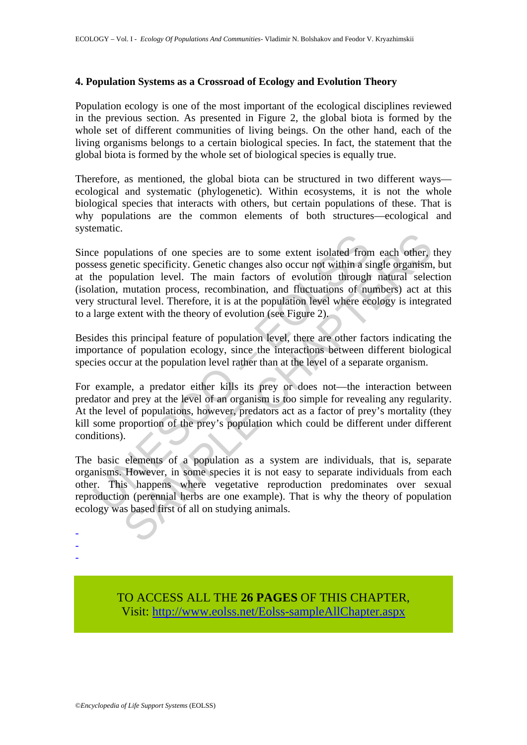### 4. Population Systems as a Crossroad of Ecology and Evolution Theory

Population ecology is one of the most important of the ecological disciplines reviewed in the previous section. As presented in Figure 2, the global biota is formed by the whole set of different communities of living beings. On the other hand, each of the living organisms belongs to a certain biological species. In fact, the statement that the global biota is formed by the whole set of biological species is equally true.

Therefore, as mentioned, the global biota can be structured in two different ways—ecological and systematic (phylogenetic). Within ecosystems, it is not the whole biological species that interacts with others, but certain populations of these. That is why populations are the common elements of both structures—ecological and systematic.

Since populations of one species are to some extent isolated from each other, they possess genetic specificity. Genetic changes also occur not within a single organism, but at the population level. The main factors of evolution through natural selection (isolation, mutation process, recombination, and fluctuations of numbers) act at this very structural level. Therefore, it is at the population level where ecology is integrated to a large extent with the theory of evolution (see Figure 2).

Besides this principal feature of population level, there are other factors indicating the importance of population ecology, since the interactions between different biological species occur at the population level rather than at the level of a separate organism.

For example, a predator either kills its prey or does not—the interaction between predator and prey at the level of an organism is too simple for revealing any regularity. At the level of populations, however, predators act as a factor of prey's mortality (they kill some proportion of the prey's population which could be different under different conditions).

The basic elements of a population as a system are individuals, that is, separate organisms. However, in some species it is not easy to separate individuals from each other. This happens where vegetative reproduction predominates over sexual reproduction (perennial herbs are one example). That is why the theory of population ecology was based first of all on studying animals.

-
-
-

TO ACCESS ALL THE **26 PAGES** OF THIS CHAPTER,
Visit: http://www.eolss.net/Eolss-sampleAllChapter.aspx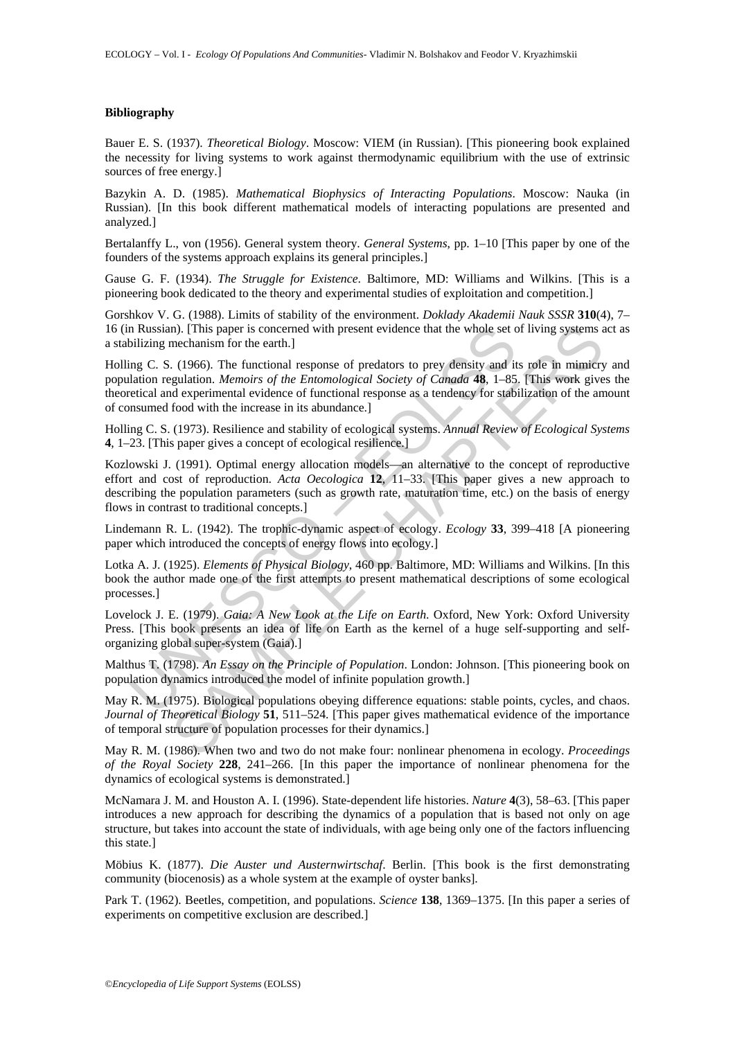**Bibliography**

Bauer E. S. (1937). *Theoretical Biology*. Moscow: VIEM (in Russian). [This pioneering book explained the necessity for living systems to work against thermodynamic equilibrium with the use of extrinsic sources of free energy.]

Bazykin A. D. (1985). *Mathematical Biophysics of Interacting Populations*. Moscow: Nauka (in Russian). [In this book different mathematical models of interacting populations are presented and analyzed.]

Bertalanffy L., von (1956). General system theory. *General Systems*, pp. 1–10 [This paper by one of the founders of the systems approach explains its general principles.]

Gause G. F. (1934). *The Struggle for Existence*. Baltimore, MD: Williams and Wilkins. [This is a pioneering book dedicated to the theory and experimental studies of exploitation and competition.]

Gorshkov V. G. (1988). Limits of stability of the environment. *Doklady Akademii Nauk SSSR* **310**(4), 7–16 (in Russian). [This paper is concerned with present evidence that the whole set of living systems act as a stabilizing mechanism for the earth.]

Holling C. S. (1966). The functional response of predators to prey density and its role in mimicry and population regulation. *Memoirs of the Entomological Society of Canada* **48**, 1–85. [This work gives the theoretical and experimental evidence of functional response as a tendency for stabilization of the amount of consumed food with the increase in its abundance.]

Holling C. S. (1973). Resilience and stability of ecological systems. *Annual Review of Ecological Systems* **4**, 1–23. [This paper gives a concept of ecological resilience.]

Kozlowski J. (1991). Optimal energy allocation models—an alternative to the concept of reproductive effort and cost of reproduction. *Acta Oecologica* **12**, 11–33. [This paper gives a new approach to describing the population parameters (such as growth rate, maturation time, etc.) on the basis of energy flows in contrast to traditional concepts.]

Lindemann R. L. (1942). The trophic-dynamic aspect of ecology. *Ecology* **33**, 399–418 [A pioneering paper which introduced the concepts of energy flows into ecology.]

Lotka A. J. (1925). *Elements of Physical Biology*, 460 pp. Baltimore, MD: Williams and Wilkins. [In this book the author made one of the first attempts to present mathematical descriptions of some ecological processes.]

Lovelock J. E. (1979). *Gaia: A New Look at the Life on Earth*. Oxford, New York: Oxford University Press. [This book presents an idea of life on Earth as the kernel of a huge self-supporting and self-organizing global super-system (Gaia).]

Malthus T. (1798). *An Essay on the Principle of Population*. London: Johnson. [This pioneering book on population dynamics introduced the model of infinite population growth.]

May R. M. (1975). Biological populations obeying difference equations: stable points, cycles, and chaos. *Journal of Theoretical Biology* **51**, 511–524. [This paper gives mathematical evidence of the importance of temporal structure of population processes for their dynamics.]

May R. M. (1986). When two and two do not make four: nonlinear phenomena in ecology. *Proceedings of the Royal Society* **228**, 241–266. [In this paper the importance of nonlinear phenomena for the dynamics of ecological systems is demonstrated.]

McNamara J. M. and Houston A. I. (1996). State-dependent life histories. *Nature* **4**(3), 58–63. [This paper introduces a new approach for describing the dynamics of a population that is based not only on age structure, but takes into account the state of individuals, with age being only one of the factors influencing this state.]

Möbius K. (1877). *Die Auster und Austernwirtschaf*. Berlin. [This book is the first demonstrating community (biocenosis) as a whole system at the example of oyster banks].

Park T. (1962). Beetles, competition, and populations. *Science* **138**, 1369–1375. [In this paper a series of experiments on competitive exclusion are described.]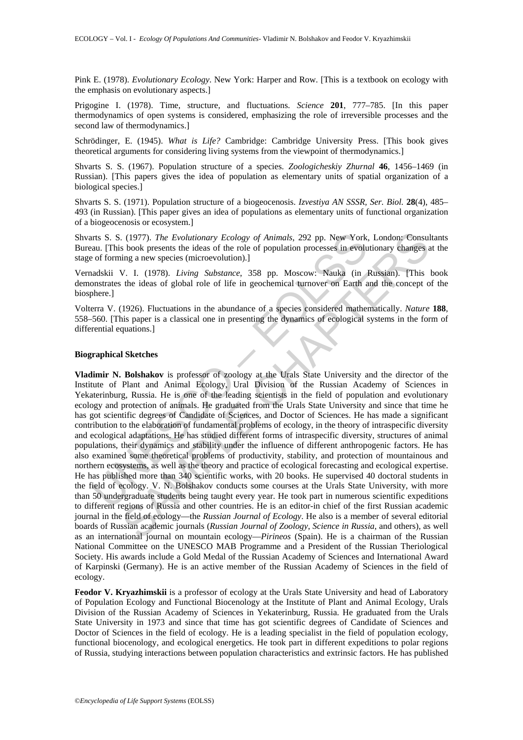Pink E. (1978). *Evolutionary Ecology*. New York: Harper and Row. [This is a textbook on ecology with the emphasis on evolutionary aspects.]

Prigogine I. (1978). Time, structure, and fluctuations. *Science* **201**, 777–785. [In this paper thermodynamics of open systems is considered, emphasizing the role of irreversible processes and the second law of thermodynamics.]

Schrödinger, E. (1945). *What is Life?* Cambridge: Cambridge University Press. [This book gives theoretical arguments for considering living systems from the viewpoint of thermodynamics.]

Shvarts S. S. (1967). Population structure of a species. *Zoologicheskiy Zhurnal* **46**, 1456–1469 (in Russian). [This papers gives the idea of population as elementary units of spatial organization of a biological species.]

Shvarts S. S. (1971). Population structure of a biogeocenosis. *Izvestiya AN SSSR, Ser. Biol.* **28**(4), 485–493 (in Russian). [This paper gives an idea of populations as elementary units of functional organization of a biogeocenosis or ecosystem.]

Shvarts S. S. (1977). *The Evolutionary Ecology of Animals*, 292 pp. New York, London: Consultants Bureau. [This book presents the ideas of the role of population processes in evolutionary changes at the stage of forming a new species (microevolution).]

Vernadskii V. I. (1978). *Living Substance*, 358 pp. Moscow: Nauka (in Russian). [This book demonstrates the ideas of global role of life in geochemical turnover on Earth and the concept of the biosphere.]

Volterra V. (1926). Fluctuations in the abundance of a species considered mathematically. *Nature* **188**, 558–560. [This paper is a classical one in presenting the dynamics of ecological systems in the form of differential equations.]

**Biographical Sketches**

**Vladimir N. Bolshakov** is professor of zoology at the Urals State University and the director of the Institute of Plant and Animal Ecology, Ural Division of the Russian Academy of Sciences in Yekaterinburg, Russia. He is one of the leading scientists in the field of population and evolutionary ecology and protection of animals. He graduated from the Urals State University and since that time he has got scientific degrees of Candidate of Sciences, and Doctor of Sciences. He has made a significant contribution to the elaboration of fundamental problems of ecology, in the theory of intraspecific diversity and ecological adaptations. He has studied different forms of intraspecific diversity, structures of animal populations, their dynamics and stability under the influence of different anthropogenic factors. He has also examined some theoretical problems of productivity, stability, and protection of mountainous and northern ecosystems, as well as the theory and practice of ecological forecasting and ecological expertise. He has published more than 340 scientific works, with 20 books. He supervised 40 doctoral students in the field of ecology. V. N. Bolshakov conducts some courses at the Urals State University, with more than 50 undergraduate students being taught every year. He took part in numerous scientific expeditions to different regions of Russia and other countries. He is an editor-in chief of the first Russian academic journal in the field of ecology—the *Russian Journal of Ecology*. He also is a member of several editorial boards of Russian academic journals (*Russian Journal of Zoology*, *Science in Russia*, and others), as well as an international journal on mountain ecology—*Pirineos* (Spain). He is a chairman of the Russian National Committee on the UNESCO MAB Programme and a President of the Russian Theriological Society. His awards include a Gold Medal of the Russian Academy of Sciences and International Award of Karpinski (Germany). He is an active member of the Russian Academy of Sciences in the field of ecology.

**Feodor V. Kryazhimskii** is a professor of ecology at the Urals State University and head of Laboratory of Population Ecology and Functional Biocenology at the Institute of Plant and Animal Ecology, Urals Division of the Russian Academy of Sciences in Yekaterinburg, Russia. He graduated from the Urals State University in 1973 and since that time has got scientific degrees of Candidate of Sciences and Doctor of Sciences in the field of ecology. He is a leading specialist in the field of population ecology, functional biocenology, and ecological energetics. He took part in different expeditions to polar regions of Russia, studying interactions between population characteristics and extrinsic factors. He has published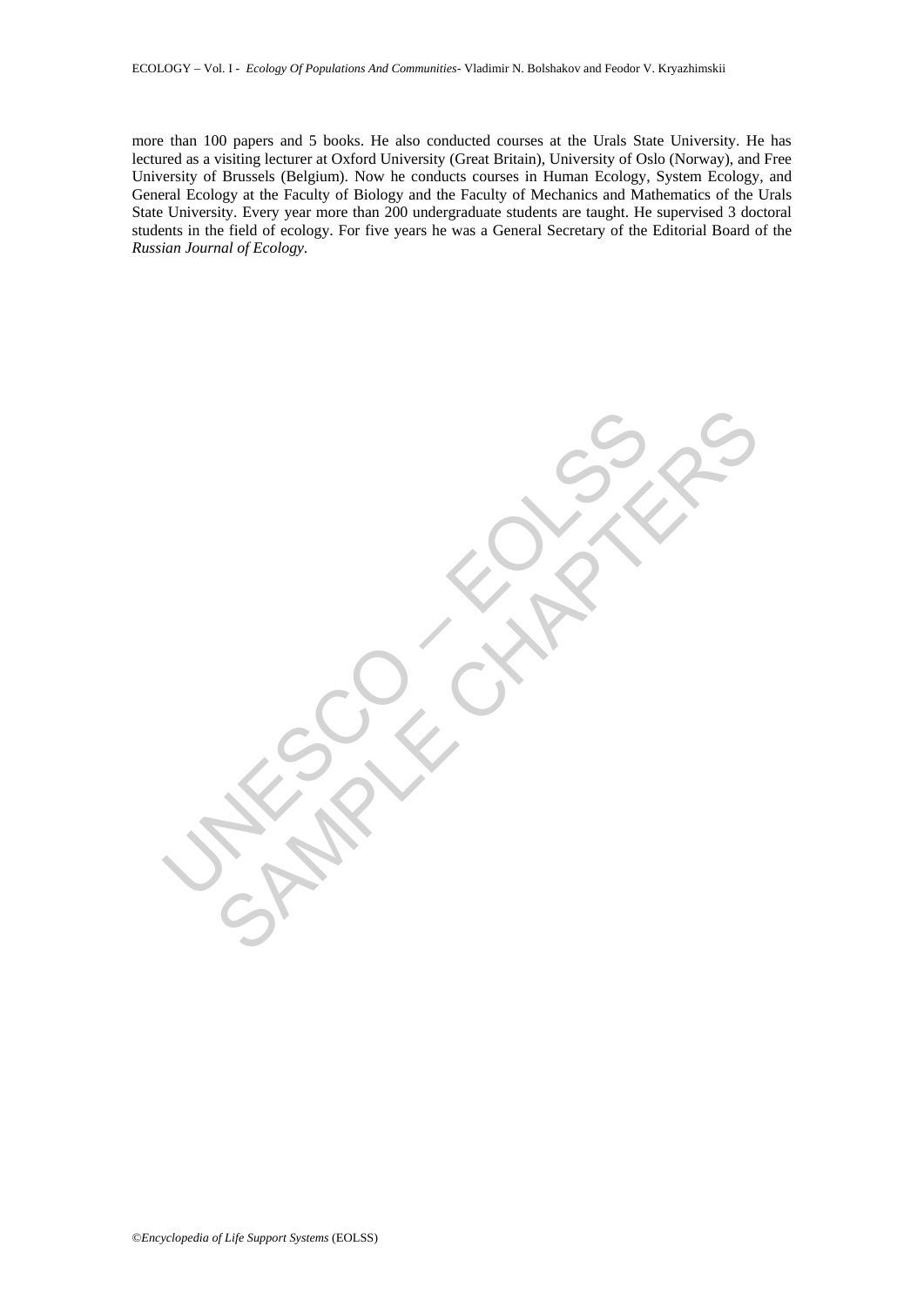more than 100 papers and 5 books. He also conducted courses at the Urals State University. He has lectured as a visiting lecturer at Oxford University (Great Britain), University of Oslo (Norway), and Free University of Brussels (Belgium). Now he conducts courses in Human Ecology, System Ecology, and General Ecology at the Faculty of Biology and the Faculty of Mechanics and Mathematics of the Urals State University. Every year more than 200 undergraduate students are taught. He supervised 3 doctoral students in the field of ecology. For five years he was a General Secretary of the Editorial Board of the *Russian Journal of Ecology.*